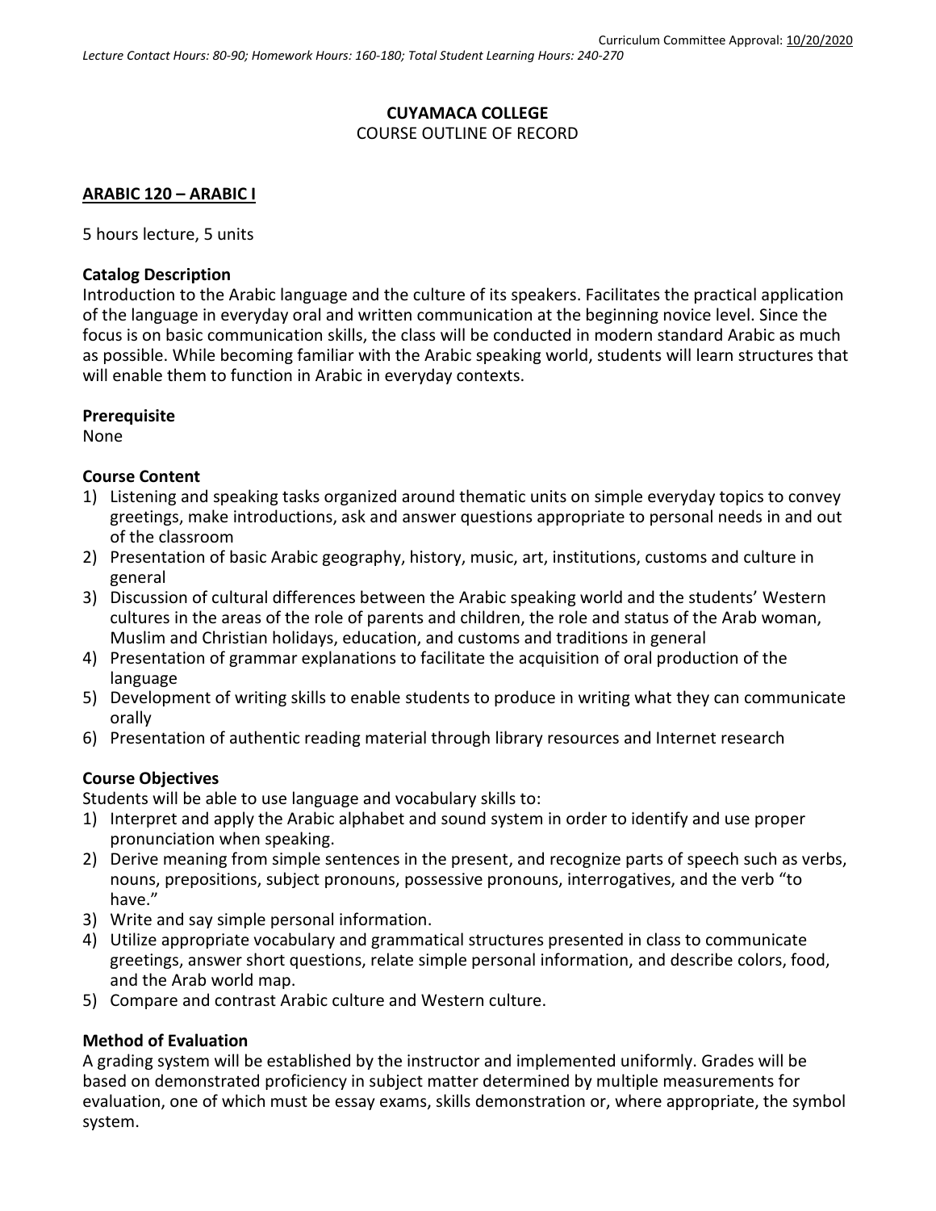Curriculum Committee Approval: 10/20/2020

*Lecture Contact Hours: 80-90; Homework Hours: 160-180; Total Student Learning Hours: 240-270*

# CUYAMACA COLLEGE
COURSE OUTLINE OF RECORD

## ARABIC 120 – ARABIC I

5 hours lecture, 5 units

**Catalog Description**
Introduction to the Arabic language and the culture of its speakers. Facilitates the practical application of the language in everyday oral and written communication at the beginning novice level. Since the focus is on basic communication skills, the class will be conducted in modern standard Arabic as much as possible. While becoming familiar with the Arabic speaking world, students will learn structures that will enable them to function in Arabic in everyday contexts.

**Prerequisite**
None

**Course Content**
1) Listening and speaking tasks organized around thematic units on simple everyday topics to convey greetings, make introductions, ask and answer questions appropriate to personal needs in and out of the classroom
2) Presentation of basic Arabic geography, history, music, art, institutions, customs and culture in general
3) Discussion of cultural differences between the Arabic speaking world and the students' Western cultures in the areas of the role of parents and children, the role and status of the Arab woman, Muslim and Christian holidays, education, and customs and traditions in general
4) Presentation of grammar explanations to facilitate the acquisition of oral production of the language
5) Development of writing skills to enable students to produce in writing what they can communicate orally
6) Presentation of authentic reading material through library resources and Internet research

**Course Objectives**
Students will be able to use language and vocabulary skills to:
1) Interpret and apply the Arabic alphabet and sound system in order to identify and use proper pronunciation when speaking.
2) Derive meaning from simple sentences in the present, and recognize parts of speech such as verbs, nouns, prepositions, subject pronouns, possessive pronouns, interrogatives, and the verb "to have."
3) Write and say simple personal information.
4) Utilize appropriate vocabulary and grammatical structures presented in class to communicate greetings, answer short questions, relate simple personal information, and describe colors, food, and the Arab world map.
5) Compare and contrast Arabic culture and Western culture.

**Method of Evaluation**
A grading system will be established by the instructor and implemented uniformly. Grades will be based on demonstrated proficiency in subject matter determined by multiple measurements for evaluation, one of which must be essay exams, skills demonstration or, where appropriate, the symbol system.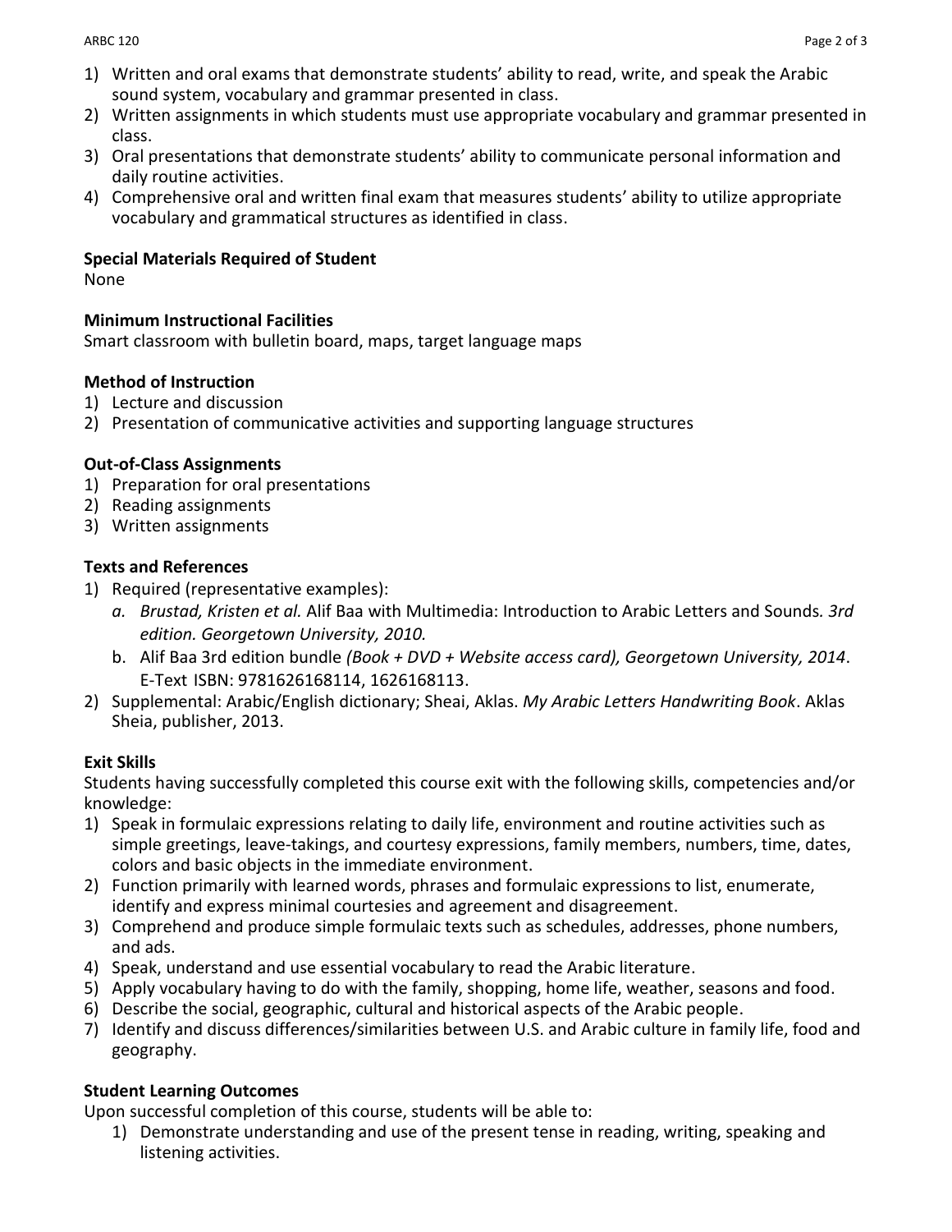1) Written and oral exams that demonstrate students' ability to read, write, and speak the Arabic sound system, vocabulary and grammar presented in class.
2) Written assignments in which students must use appropriate vocabulary and grammar presented in class.
3) Oral presentations that demonstrate students' ability to communicate personal information and daily routine activities.
4) Comprehensive oral and written final exam that measures students' ability to utilize appropriate vocabulary and grammatical structures as identified in class.

**Special Materials Required of Student**
None

**Minimum Instructional Facilities**
Smart classroom with bulletin board, maps, target language maps

**Method of Instruction**
1) Lecture and discussion
2) Presentation of communicative activities and supporting language structures

**Out-of-Class Assignments**
1) Preparation for oral presentations
2) Reading assignments
3) Written assignments

**Texts and References**
1) Required (representative examples):
   a. *Brustad, Kristen et al.* Alif Baa with Multimedia: Introduction to Arabic Letters and Sounds. *3rd edition. Georgetown University, 2010.*
   b. Alif Baa 3rd edition bundle *(Book + DVD + Website access card), Georgetown University, 2014*. E-Text ISBN: 9781626168114, 1626168113.
2) Supplemental: Arabic/English dictionary; Sheai, Aklas. *My Arabic Letters Handwriting Book*. Aklas Sheia, publisher, 2013.

**Exit Skills**
Students having successfully completed this course exit with the following skills, competencies and/or knowledge:
1) Speak in formulaic expressions relating to daily life, environment and routine activities such as simple greetings, leave-takings, and courtesy expressions, family members, numbers, time, dates, colors and basic objects in the immediate environment.
2) Function primarily with learned words, phrases and formulaic expressions to list, enumerate, identify and express minimal courtesies and agreement and disagreement.
3) Comprehend and produce simple formulaic texts such as schedules, addresses, phone numbers, and ads.
4) Speak, understand and use essential vocabulary to read the Arabic literature.
5) Apply vocabulary having to do with the family, shopping, home life, weather, seasons and food.
6) Describe the social, geographic, cultural and historical aspects of the Arabic people.
7) Identify and discuss differences/similarities between U.S. and Arabic culture in family life, food and geography.

**Student Learning Outcomes**
Upon successful completion of this course, students will be able to:
1) Demonstrate understanding and use of the present tense in reading, writing, speaking and listening activities.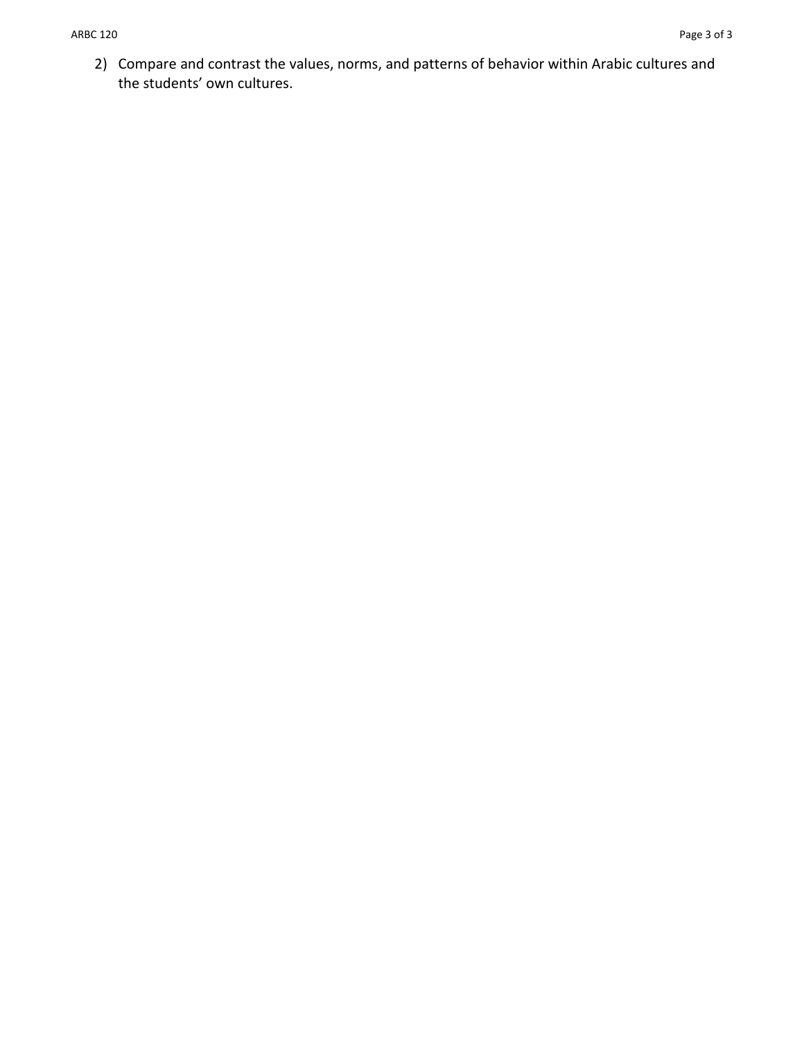2) Compare and contrast the values, norms, and patterns of behavior within Arabic cultures and the students' own cultures.